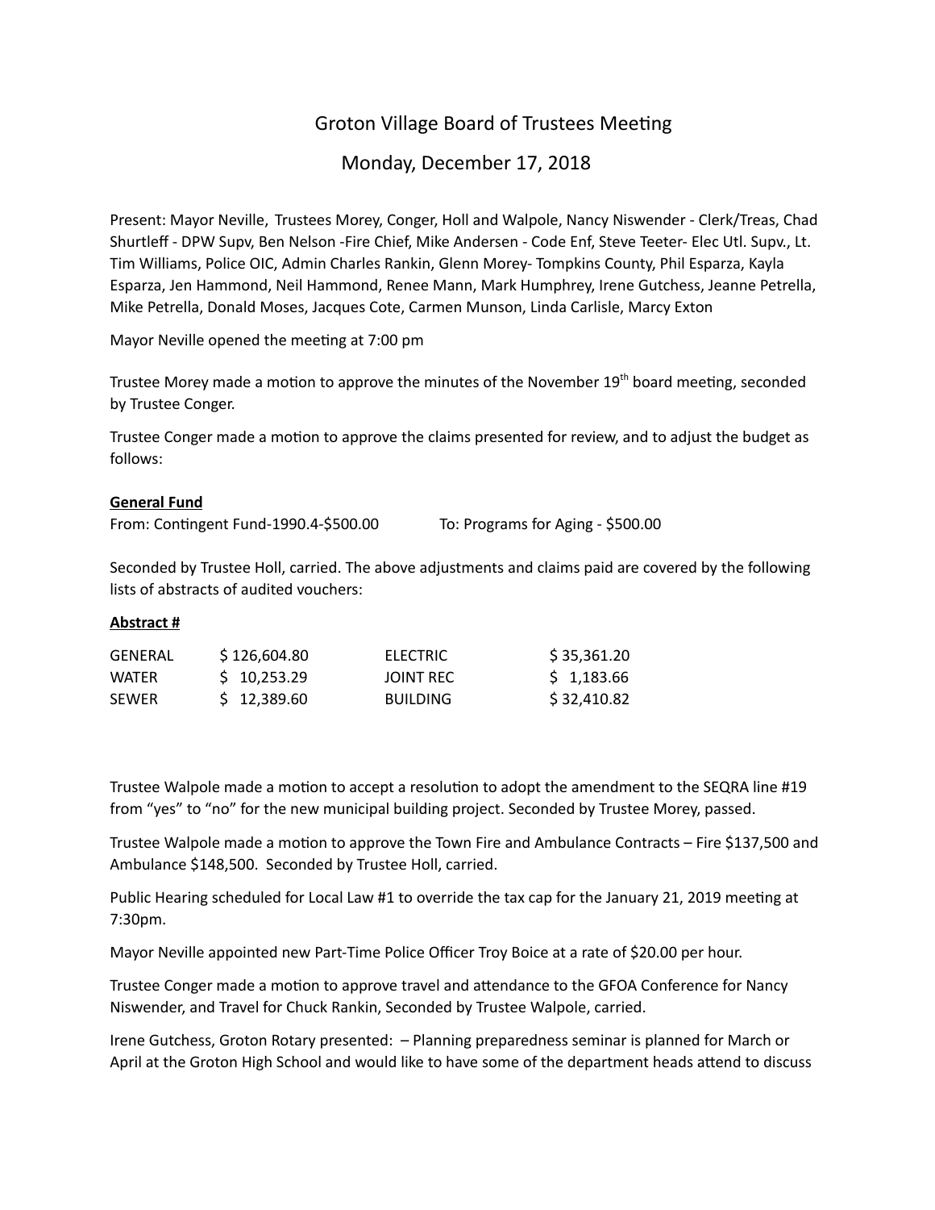# Groton Village Board of Trustees Meeting

## Monday, December 17, 2018

Present: Mayor Neville, Trustees Morey, Conger, Holl and Walpole, Nancy Niswender - Clerk/Treas, Chad Shurtleff - DPW Supv, Ben Nelson -Fire Chief, Mike Andersen - Code Enf, Steve Teeter- Elec Utl. Supv., Lt. Tim Williams, Police OIC, Admin Charles Rankin, Glenn Morey- Tompkins County, Phil Esparza, Kayla Esparza, Jen Hammond, Neil Hammond, Renee Mann, Mark Humphrey, Irene Gutchess, Jeanne Petrella, Mike Petrella, Donald Moses, Jacques Cote, Carmen Munson, Linda Carlisle, Marcy Exton

Mayor Neville opened the meeting at 7:00 pm

Trustee Morey made a motion to approve the minutes of the November 19th board meeting, seconded by Trustee Conger.

Trustee Conger made a motion to approve the claims presented for review, and to adjust the budget as follows:

**General Fund**

From: Contingent Fund-1990.4-$500.00 To: Programs for Aging - $500.00

Seconded by Trustee Holl, carried. The above adjustments and claims paid are covered by the following lists of abstracts of audited vouchers:

**Abstract #**

| | | | |
|---|---|---|---|
| GENERAL | $ 126,604.80 | ELECTRIC | $ 35,361.20 |
| WATER | $ 10,253.29 | JOINT REC | $ 1,183.66 |
| SEWER | $ 12,389.60 | BUILDING | $ 32,410.82 |

Trustee Walpole made a motion to accept a resolution to adopt the amendment to the SEQRA line #19 from "yes" to "no" for the new municipal building project. Seconded by Trustee Morey, passed.

Trustee Walpole made a motion to approve the Town Fire and Ambulance Contracts – Fire $137,500 and Ambulance $148,500. Seconded by Trustee Holl, carried.

Public Hearing scheduled for Local Law #1 to override the tax cap for the January 21, 2019 meeting at 7:30pm.

Mayor Neville appointed new Part-Time Police Officer Troy Boice at a rate of $20.00 per hour.

Trustee Conger made a motion to approve travel and attendance to the GFOA Conference for Nancy Niswender, and Travel for Chuck Rankin, Seconded by Trustee Walpole, carried.

Irene Gutchess, Groton Rotary presented: – Planning preparedness seminar is planned for March or April at the Groton High School and would like to have some of the department heads attend to discuss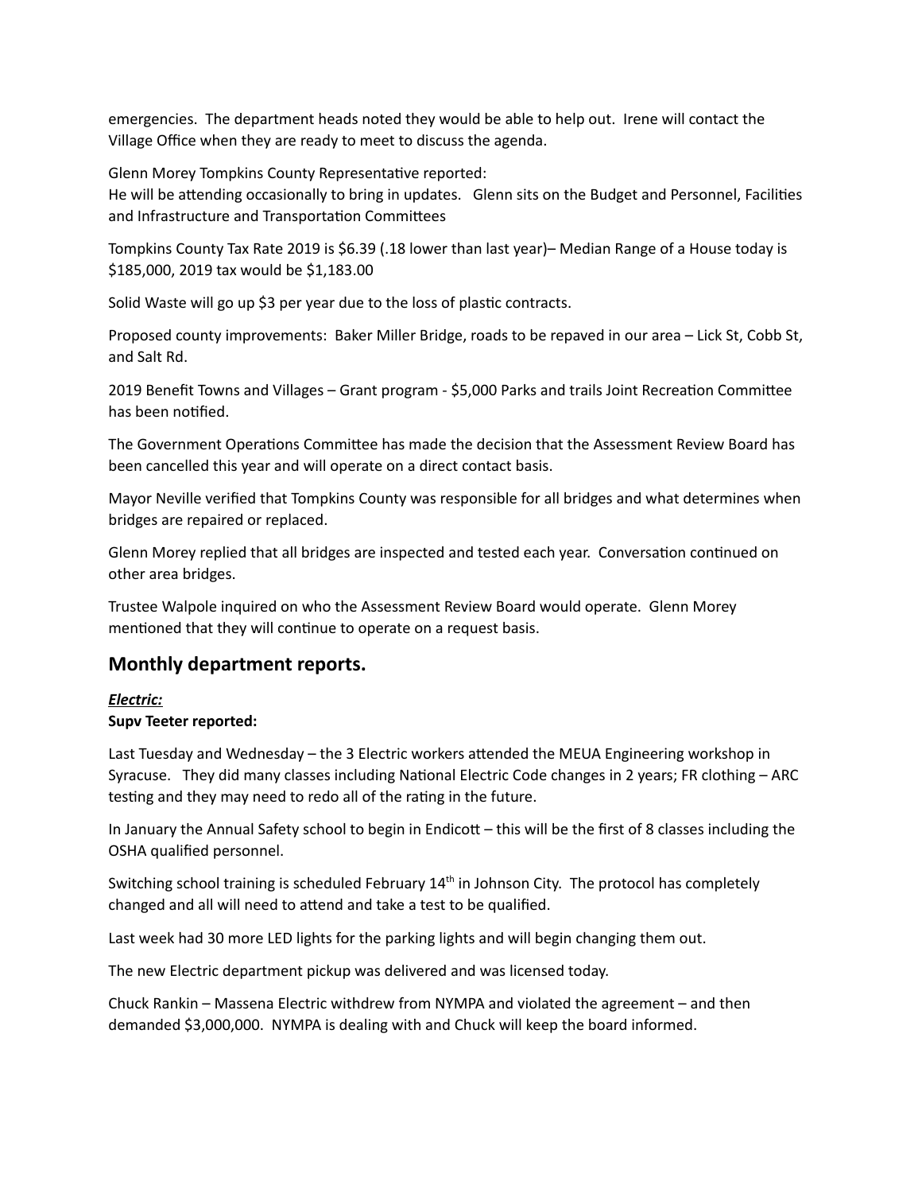emergencies. The department heads noted they would be able to help out. Irene will contact the Village Office when they are ready to meet to discuss the agenda.

Glenn Morey Tompkins County Representative reported:
He will be attending occasionally to bring in updates. Glenn sits on the Budget and Personnel, Facilities and Infrastructure and Transportation Committees

Tompkins County Tax Rate 2019 is $6.39 (.18 lower than last year)– Median Range of a House today is $185,000, 2019 tax would be $1,183.00

Solid Waste will go up $3 per year due to the loss of plastic contracts.

Proposed county improvements: Baker Miller Bridge, roads to be repaved in our area – Lick St, Cobb St, and Salt Rd.

2019 Benefit Towns and Villages – Grant program - $5,000 Parks and trails Joint Recreation Committee has been notified.

The Government Operations Committee has made the decision that the Assessment Review Board has been cancelled this year and will operate on a direct contact basis.

Mayor Neville verified that Tompkins County was responsible for all bridges and what determines when bridges are repaired or replaced.

Glenn Morey replied that all bridges are inspected and tested each year. Conversation continued on other area bridges.

Trustee Walpole inquired on who the Assessment Review Board would operate. Glenn Morey mentioned that they will continue to operate on a request basis.

## Monthly department reports.

***Electric:***

**Supv Teeter reported:**

Last Tuesday and Wednesday – the 3 Electric workers attended the MEUA Engineering workshop in Syracuse. They did many classes including National Electric Code changes in 2 years; FR clothing – ARC testing and they may need to redo all of the rating in the future.

In January the Annual Safety school to begin in Endicott – this will be the first of 8 classes including the OSHA qualified personnel.

Switching school training is scheduled February 14th in Johnson City. The protocol has completely changed and all will need to attend and take a test to be qualified.

Last week had 30 more LED lights for the parking lights and will begin changing them out.

The new Electric department pickup was delivered and was licensed today.

Chuck Rankin – Massena Electric withdrew from NYMPA and violated the agreement – and then demanded $3,000,000. NYMPA is dealing with and Chuck will keep the board informed.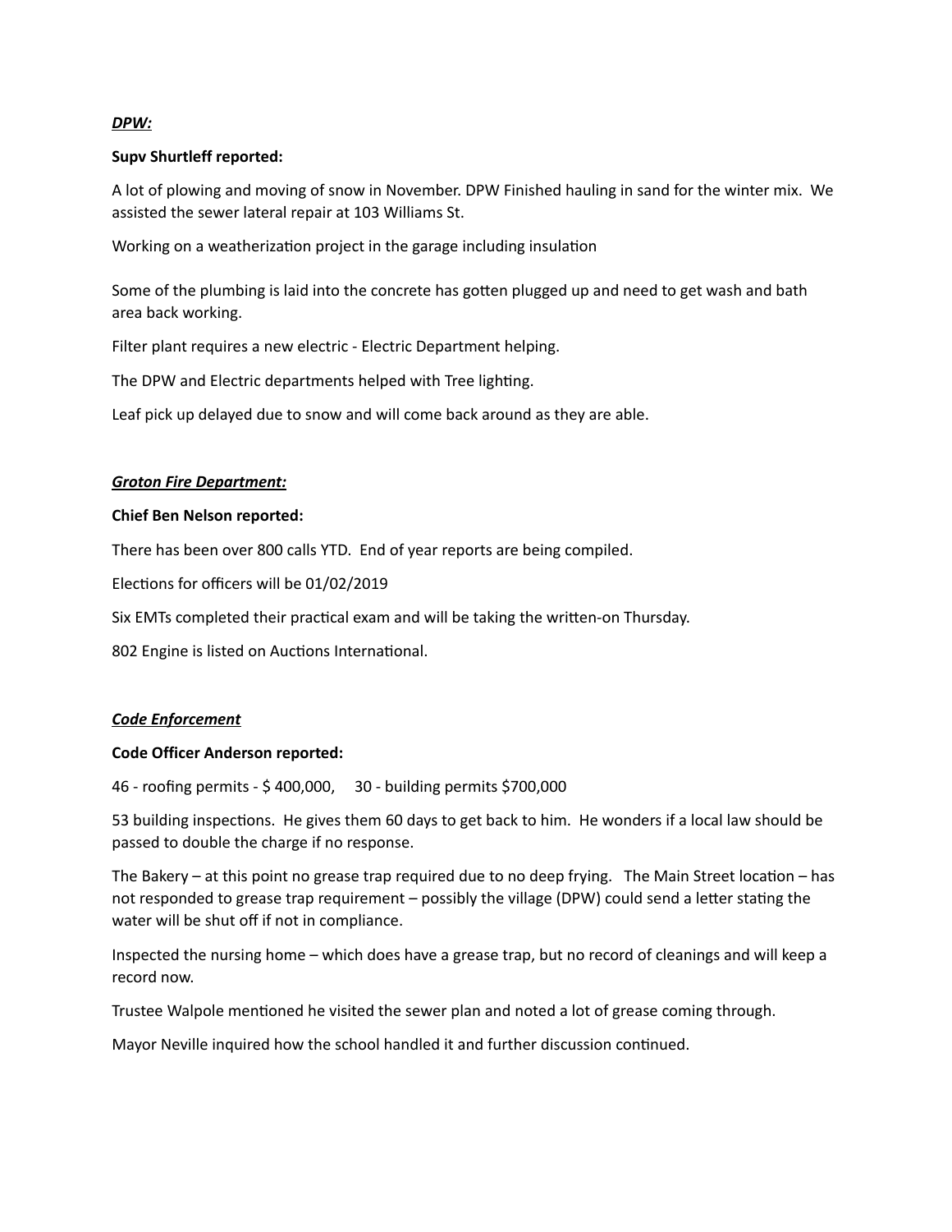***DPW:***

**Supv Shurtleff reported:**

A lot of plowing and moving of snow in November. DPW Finished hauling in sand for the winter mix. We assisted the sewer lateral repair at 103 Williams St.

Working on a weatherization project in the garage including insulation

Some of the plumbing is laid into the concrete has gotten plugged up and need to get wash and bath area back working.

Filter plant requires a new electric - Electric Department helping.

The DPW and Electric departments helped with Tree lighting.

Leaf pick up delayed due to snow and will come back around as they are able.

***Groton Fire Department:***

**Chief Ben Nelson reported:**

There has been over 800 calls YTD. End of year reports are being compiled.

Elections for officers will be 01/02/2019

Six EMTs completed their practical exam and will be taking the written-on Thursday.

802 Engine is listed on Auctions International.

***Code Enforcement***

**Code Officer Anderson reported:**

46 - roofing permits - $ 400,000, 30 - building permits $700,000

53 building inspections. He gives them 60 days to get back to him. He wonders if a local law should be passed to double the charge if no response.

The Bakery – at this point no grease trap required due to no deep frying. The Main Street location – has not responded to grease trap requirement – possibly the village (DPW) could send a letter stating the water will be shut off if not in compliance.

Inspected the nursing home – which does have a grease trap, but no record of cleanings and will keep a record now.

Trustee Walpole mentioned he visited the sewer plan and noted a lot of grease coming through.

Mayor Neville inquired how the school handled it and further discussion continued.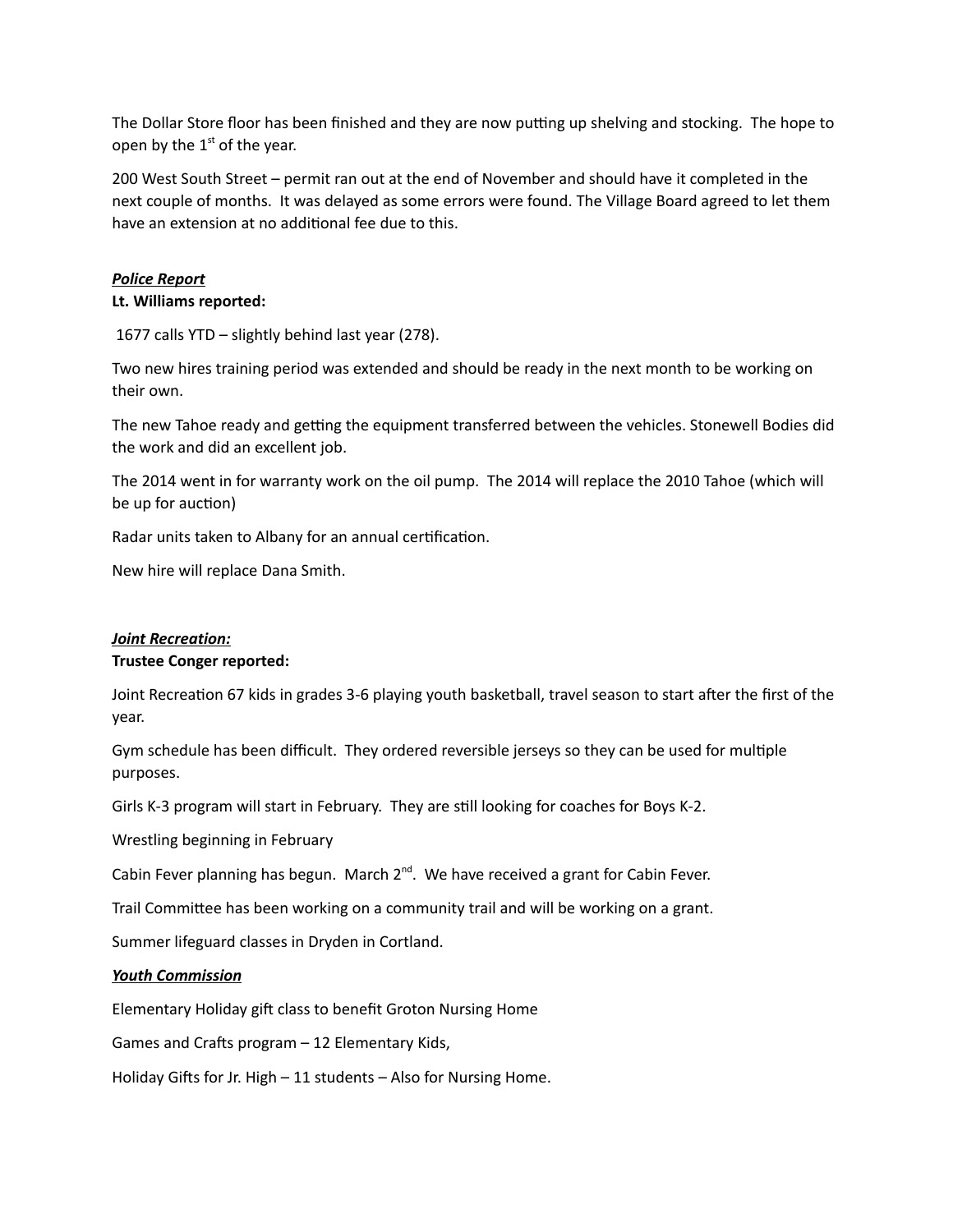The Dollar Store floor has been finished and they are now putting up shelving and stocking. The hope to open by the 1st of the year.

200 West South Street – permit ran out at the end of November and should have it completed in the next couple of months. It was delayed as some errors were found. The Village Board agreed to let them have an extension at no additional fee due to this.

***Police Report***

**Lt. Williams reported:**

1677 calls YTD – slightly behind last year (278).

Two new hires training period was extended and should be ready in the next month to be working on their own.

The new Tahoe ready and getting the equipment transferred between the vehicles. Stonewell Bodies did the work and did an excellent job.

The 2014 went in for warranty work on the oil pump. The 2014 will replace the 2010 Tahoe (which will be up for auction)

Radar units taken to Albany for an annual certification.

New hire will replace Dana Smith.

***Joint Recreation:***

**Trustee Conger reported:**

Joint Recreation 67 kids in grades 3-6 playing youth basketball, travel season to start after the first of the year.

Gym schedule has been difficult. They ordered reversible jerseys so they can be used for multiple purposes.

Girls K-3 program will start in February. They are still looking for coaches for Boys K-2.

Wrestling beginning in February

Cabin Fever planning has begun. March 2nd. We have received a grant for Cabin Fever.

Trail Committee has been working on a community trail and will be working on a grant.

Summer lifeguard classes in Dryden in Cortland.

***Youth Commission***

Elementary Holiday gift class to benefit Groton Nursing Home

Games and Crafts program – 12 Elementary Kids,

Holiday Gifts for Jr. High – 11 students – Also for Nursing Home.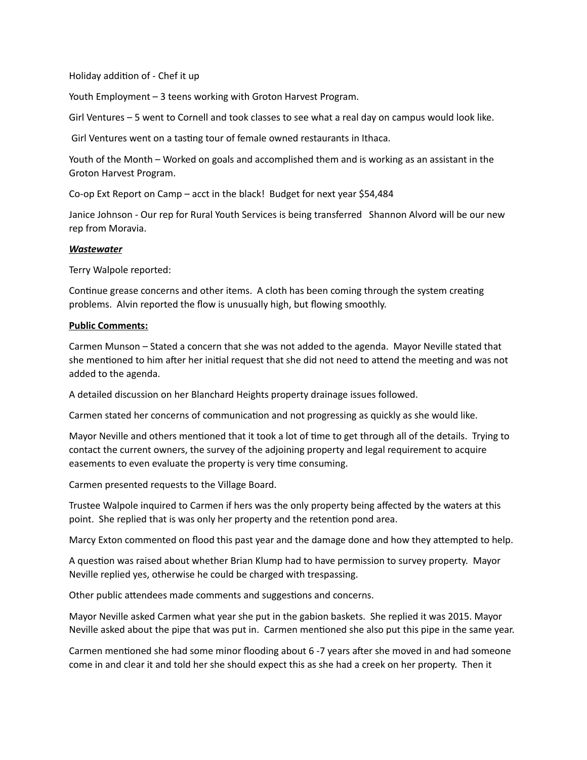Holiday addition of - Chef it up

Youth Employment – 3 teens working with Groton Harvest Program.

Girl Ventures – 5 went to Cornell and took classes to see what a real day on campus would look like.

Girl Ventures went on a tasting tour of female owned restaurants in Ithaca.

Youth of the Month – Worked on goals and accomplished them and is working as an assistant in the Groton Harvest Program.

Co-op Ext Report on Camp – acct in the black! Budget for next year $54,484

Janice Johnson - Our rep for Rural Youth Services is being transferred Shannon Alvord will be our new rep from Moravia.

***Wastewater***

Terry Walpole reported:

Continue grease concerns and other items. A cloth has been coming through the system creating problems. Alvin reported the flow is unusually high, but flowing smoothly.

**Public Comments:**

Carmen Munson – Stated a concern that she was not added to the agenda. Mayor Neville stated that she mentioned to him after her initial request that she did not need to attend the meeting and was not added to the agenda.

A detailed discussion on her Blanchard Heights property drainage issues followed.

Carmen stated her concerns of communication and not progressing as quickly as she would like.

Mayor Neville and others mentioned that it took a lot of time to get through all of the details. Trying to contact the current owners, the survey of the adjoining property and legal requirement to acquire easements to even evaluate the property is very time consuming.

Carmen presented requests to the Village Board.

Trustee Walpole inquired to Carmen if hers was the only property being affected by the waters at this point. She replied that is was only her property and the retention pond area.

Marcy Exton commented on flood this past year and the damage done and how they attempted to help.

A question was raised about whether Brian Klump had to have permission to survey property. Mayor Neville replied yes, otherwise he could be charged with trespassing.

Other public attendees made comments and suggestions and concerns.

Mayor Neville asked Carmen what year she put in the gabion baskets. She replied it was 2015. Mayor Neville asked about the pipe that was put in. Carmen mentioned she also put this pipe in the same year.

Carmen mentioned she had some minor flooding about 6 -7 years after she moved in and had someone come in and clear it and told her she should expect this as she had a creek on her property. Then it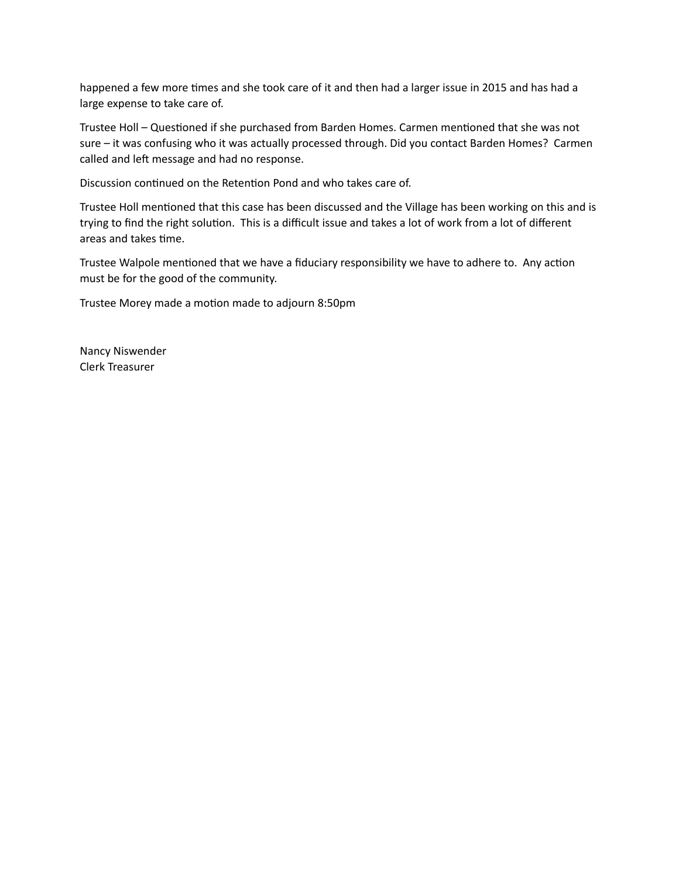happened a few more times and she took care of it and then had a larger issue in 2015 and has had a large expense to take care of.

Trustee Holl – Questioned if she purchased from Barden Homes. Carmen mentioned that she was not sure – it was confusing who it was actually processed through. Did you contact Barden Homes? Carmen called and left message and had no response.

Discussion continued on the Retention Pond and who takes care of.

Trustee Holl mentioned that this case has been discussed and the Village has been working on this and is trying to find the right solution. This is a difficult issue and takes a lot of work from a lot of different areas and takes time.

Trustee Walpole mentioned that we have a fiduciary responsibility we have to adhere to. Any action must be for the good of the community.

Trustee Morey made a motion made to adjourn 8:50pm

Nancy Niswender
Clerk Treasurer